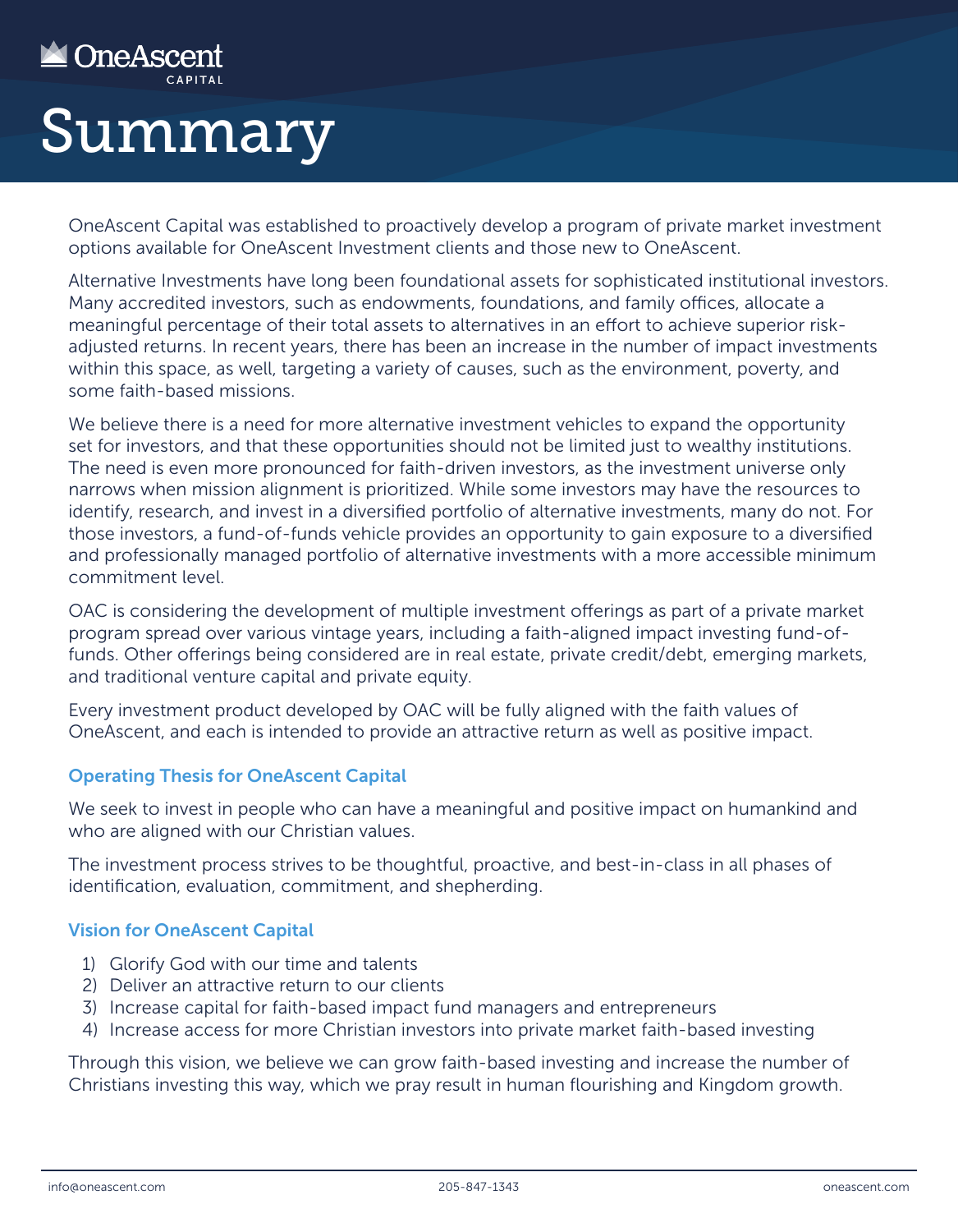OneAscent CAPITAL

# Summary

OneAscent Capital was established to proactively develop a program of private market investment options available for OneAscent Investment clients and those new to OneAscent.

Alternative Investments have long been foundational assets for sophisticated institutional investors. Many accredited investors, such as endowments, foundations, and family offices, allocate a meaningful percentage of their total assets to alternatives in an effort to achieve superior risk-adjusted returns. In recent years, there has been an increase in the number of impact investments within this space, as well, targeting a variety of causes, such as the environment, poverty, and some faith-based missions.

We believe there is a need for more alternative investment vehicles to expand the opportunity set for investors, and that these opportunities should not be limited just to wealthy institutions. The need is even more pronounced for faith-driven investors, as the investment universe only narrows when mission alignment is prioritized. While some investors may have the resources to identify, research, and invest in a diversified portfolio of alternative investments, many do not. For those investors, a fund-of-funds vehicle provides an opportunity to gain exposure to a diversified and professionally managed portfolio of alternative investments with a more accessible minimum commitment level.

OAC is considering the development of multiple investment offerings as part of a private market program spread over various vintage years, including a faith-aligned impact investing fund-of-funds. Other offerings being considered are in real estate, private credit/debt, emerging markets, and traditional venture capital and private equity.

Every investment product developed by OAC will be fully aligned with the faith values of OneAscent, and each is intended to provide an attractive return as well as positive impact.

### Operating Thesis for OneAscent Capital

We seek to invest in people who can have a meaningful and positive impact on humankind and who are aligned with our Christian values.

The investment process strives to be thoughtful, proactive, and best-in-class in all phases of identification, evaluation, commitment, and shepherding.

### Vision for OneAscent Capital

1) Glorify God with our time and talents
2) Deliver an attractive return to our clients
3) Increase capital for faith-based impact fund managers and entrepreneurs
4) Increase access for more Christian investors into private market faith-based investing

Through this vision, we believe we can grow faith-based investing and increase the number of Christians investing this way, which we pray result in human flourishing and Kingdom growth.

info@oneascent.com 205-847-1343 oneascent.com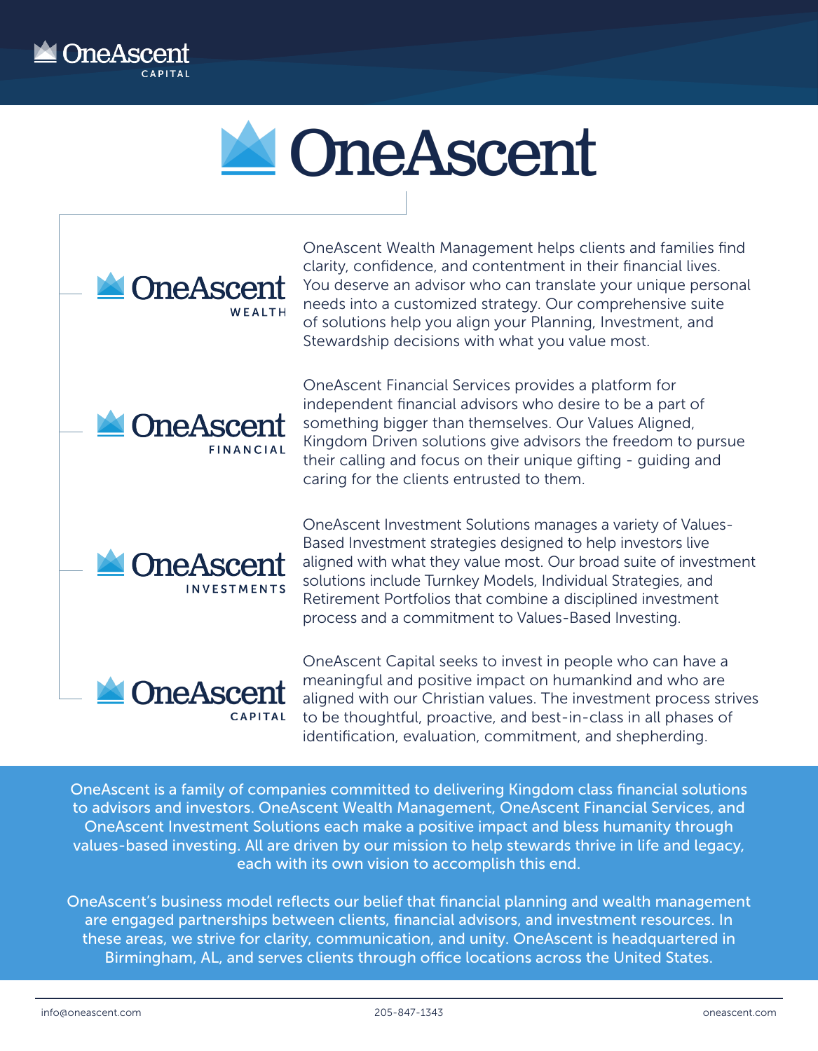OneAscent CAPITAL

# OneAscent

**OneAscent WEALTH**

OneAscent Wealth Management helps clients and families find clarity, confidence, and contentment in their financial lives. You deserve an advisor who can translate your unique personal needs into a customized strategy. Our comprehensive suite of solutions help you align your Planning, Investment, and Stewardship decisions with what you value most.

**OneAscent FINANCIAL**

OneAscent Financial Services provides a platform for independent financial advisors who desire to be a part of something bigger than themselves. Our Values Aligned, Kingdom Driven solutions give advisors the freedom to pursue their calling and focus on their unique gifting - guiding and caring for the clients entrusted to them.

**OneAscent INVESTMENTS**

OneAscent Investment Solutions manages a variety of Values-Based Investment strategies designed to help investors live aligned with what they value most. Our broad suite of investment solutions include Turnkey Models, Individual Strategies, and Retirement Portfolios that combine a disciplined investment process and a commitment to Values-Based Investing.

**OneAscent CAPITAL**

OneAscent Capital seeks to invest in people who can have a meaningful and positive impact on humankind and who are aligned with our Christian values. The investment process strives to be thoughtful, proactive, and best-in-class in all phases of identification, evaluation, commitment, and shepherding.

OneAscent is a family of companies committed to delivering Kingdom class financial solutions to advisors and investors. OneAscent Wealth Management, OneAscent Financial Services, and OneAscent Investment Solutions each make a positive impact and bless humanity through values-based investing. All are driven by our mission to help stewards thrive in life and legacy, each with its own vision to accomplish this end.

OneAscent's business model reflects our belief that financial planning and wealth management are engaged partnerships between clients, financial advisors, and investment resources. In these areas, we strive for clarity, communication, and unity. OneAscent is headquartered in Birmingham, AL, and serves clients through office locations across the United States.

info@oneascent.com 205-847-1343 oneascent.com